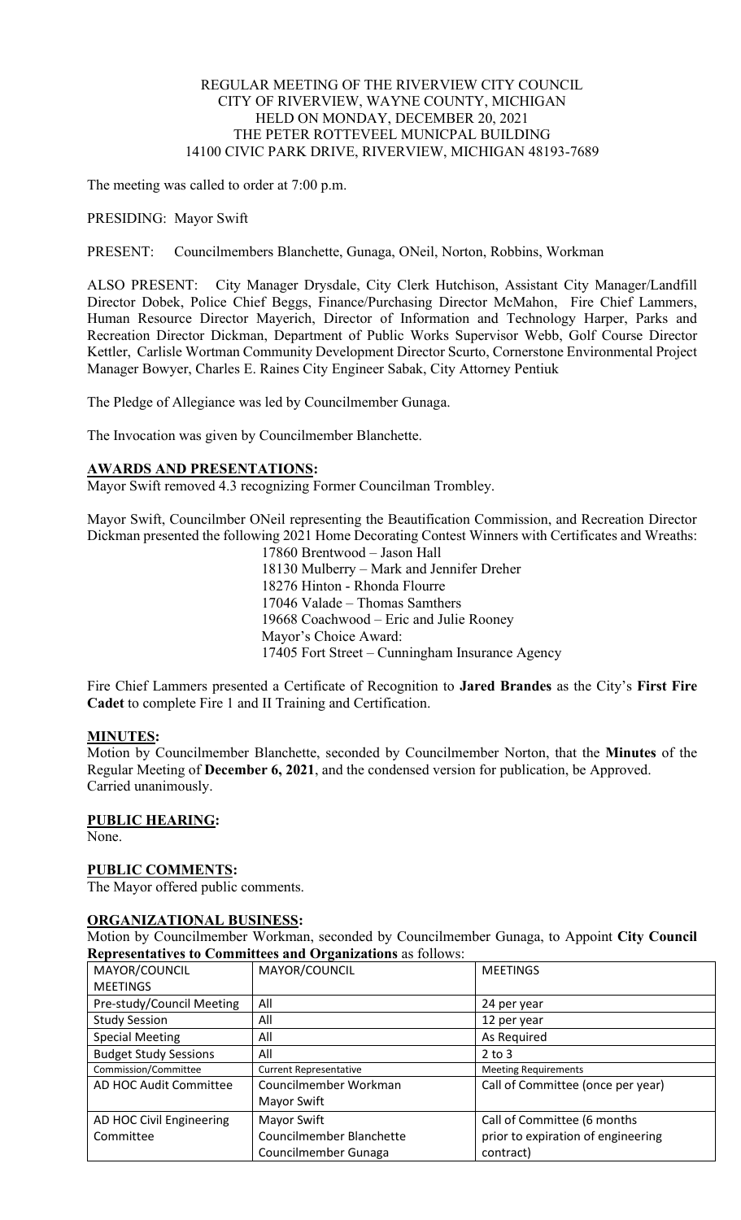REGULAR MEETING OF THE RIVERVIEW CITY COUNCIL
CITY OF RIVERVIEW, WAYNE COUNTY, MICHIGAN
HELD ON MONDAY, DECEMBER 20, 2021
THE PETER ROTTEVEEL MUNICPAL BUILDING
14100 CIVIC PARK DRIVE, RIVERVIEW, MICHIGAN 48193-7689

The meeting was called to order at 7:00 p.m.

PRESIDING: Mayor Swift

PRESENT: Councilmembers Blanchette, Gunaga, ONeil, Norton, Robbins, Workman

ALSO PRESENT: City Manager Drysdale, City Clerk Hutchison, Assistant City Manager/Landfill Director Dobek, Police Chief Beggs, Finance/Purchasing Director McMahon, Fire Chief Lammers, Human Resource Director Mayerich, Director of Information and Technology Harper, Parks and Recreation Director Dickman, Department of Public Works Supervisor Webb, Golf Course Director Kettler, Carlisle Wortman Community Development Director Scurto, Cornerstone Environmental Project Manager Bowyer, Charles E. Raines City Engineer Sabak, City Attorney Pentiuk

The Pledge of Allegiance was led by Councilmember Gunaga.

The Invocation was given by Councilmember Blanchette.

## AWARDS AND PRESENTATIONS:

Mayor Swift removed 4.3 recognizing Former Councilman Trombley.

Mayor Swift, Councilmber ONeil representing the Beautification Commission, and Recreation Director Dickman presented the following 2021 Home Decorating Contest Winners with Certificates and Wreaths:

17860 Brentwood – Jason Hall
18130 Mulberry – Mark and Jennifer Dreher
18276 Hinton - Rhonda Flourre
17046 Valade – Thomas Samthers
19668 Coachwood – Eric and Julie Rooney
Mayor's Choice Award:
17405 Fort Street – Cunningham Insurance Agency

Fire Chief Lammers presented a Certificate of Recognition to **Jared Brandes** as the City's **First Fire Cadet** to complete Fire 1 and II Training and Certification.

## MINUTES:

Motion by Councilmember Blanchette, seconded by Councilmember Norton, that the **Minutes** of the Regular Meeting of **December 6, 2021**, and the condensed version for publication, be Approved.
Carried unanimously.

## PUBLIC HEARING:

None.

## PUBLIC COMMENTS:

The Mayor offered public comments.

## ORGANIZATIONAL BUSINESS:

Motion by Councilmember Workman, seconded by Councilmember Gunaga, to Appoint **City Council Representatives to Committees and Organizations** as follows:

| MAYOR/COUNCIL MEETINGS | MAYOR/COUNCIL | MEETINGS |
|---|---|---|
| Pre-study/Council Meeting | All | 24 per year |
| Study Session | All | 12 per year |
| Special Meeting | All | As Required |
| Budget Study Sessions | All | 2 to 3 |
| Commission/Committee | Current Representative | Meeting Requirements |
| AD HOC Audit Committee | Councilmember Workman<br>Mayor Swift | Call of Committee (once per year) |
| AD HOC Civil Engineering Committee | Mayor Swift<br>Councilmember Blanchette<br>Councilmember Gunaga | Call of Committee (6 months prior to expiration of engineering contract) |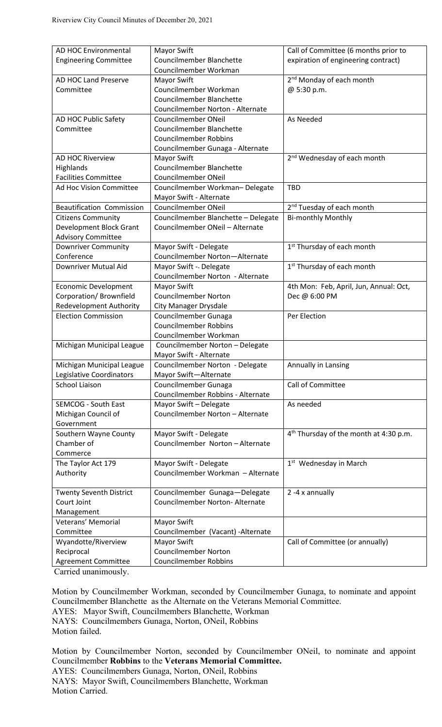| AD HOC Environmental Engineering Committee | Mayor Swift<br>Councilmember Blanchette<br>Councilmember Workman | Call of Committee (6 months prior to expiration of engineering contract) |
|---|---|---|
| AD HOC Land Preserve Committee | Mayor Swift<br>Councilmember Workman<br>Councilmember Blanchette<br>Councilmember Norton - Alternate | 2nd Monday of each month @ 5:30 p.m. |
| AD HOC Public Safety Committee | Councilmember ONeil<br>Councilmember Blanchette<br>Councilmember Robbins<br>Councilmember Gunaga - Alternate | As Needed |
| AD HOC Riverview Highlands Facilities Committee | Mayor Swift<br>Councilmember Blanchette<br>Councilmember ONeil | 2nd Wednesday of each month |
| Ad Hoc Vision Committee | Councilmember Workman– Delegate<br>Mayor Swift - Alternate | TBD |
| Beautification Commission | Councilmember ONeil | 2nd Tuesday of each month |
| Citizens Community Development Block Grant Advisory Committee | Councilmember Blanchette – Delegate<br>Councilmember ONeil – Alternate | Bi-monthly Monthly |
| Downriver Community Conference | Mayor Swift - Delegate<br>Councilmember Norton—Alternate | 1st Thursday of each month |
| Downriver Mutual Aid | Mayor Swift -- Delegate<br>Councilmember Norton - Alternate | 1st Thursday of each month |
| Economic Development Corporation/ Brownfield Redevelopment Authority | Mayor Swift<br>Councilmember Norton<br>City Manager Drysdale | 4th Mon: Feb, April, Jun, Annual: Oct, Dec @ 6:00 PM |
| Election Commission | Councilmember Gunaga<br>Councilmember Robbins<br>Councilmember Workman | Per Election |
| Michigan Municipal League | Councilmember Norton – Delegate<br>Mayor Swift - Alternate | |
| Michigan Municipal League Legislative Coordinators | Councilmember Norton - Delegate<br>Mayor Swift—Alternate | Annually in Lansing |
| School Liaison | Councilmember Gunaga<br>Councilmember Robbins - Alternate | Call of Committee |
| SEMCOG - South East Michigan Council of Government | Mayor Swift – Delegate<br>Councilmember Norton – Alternate | As needed |
| Southern Wayne County Chamber of Commerce | Mayor Swift - Delegate<br>Councilmember Norton – Alternate | 4th Thursday of the month at 4:30 p.m. |
| The Taylor Act 179 Authority | Mayor Swift - Delegate<br>Councilmember Workman – Alternate | 1st Wednesday in March |
| Twenty Seventh District Court Joint Management | Councilmember Gunaga—Delegate<br>Councilmember Norton- Alternate | 2 -4 x annually |
| Veterans' Memorial Committee | Mayor Swift<br>Councilmember (Vacant) -Alternate | |
| Wyandotte/Riverview Reciprocal Agreement Committee | Mayor Swift<br>Councilmember Norton<br>Councilmember Robbins | Call of Committee (or annually) |

Carried unanimously.

Motion by Councilmember Workman, seconded by Councilmember Gunaga, to nominate and appoint Councilmember Blanchette as the Alternate on the Veterans Memorial Committee.
AYES: Mayor Swift, Councilmembers Blanchette, Workman
NAYS: Councilmembers Gunaga, Norton, ONeil, Robbins
Motion failed.

Motion by Councilmember Norton, seconded by Councilmember ONeil, to nominate and appoint Councilmember **Robbins** to the **Veterans Memorial Committee.**
AYES: Councilmembers Gunaga, Norton, ONeil, Robbins
NAYS: Mayor Swift, Councilmembers Blanchette, Workman
Motion Carried.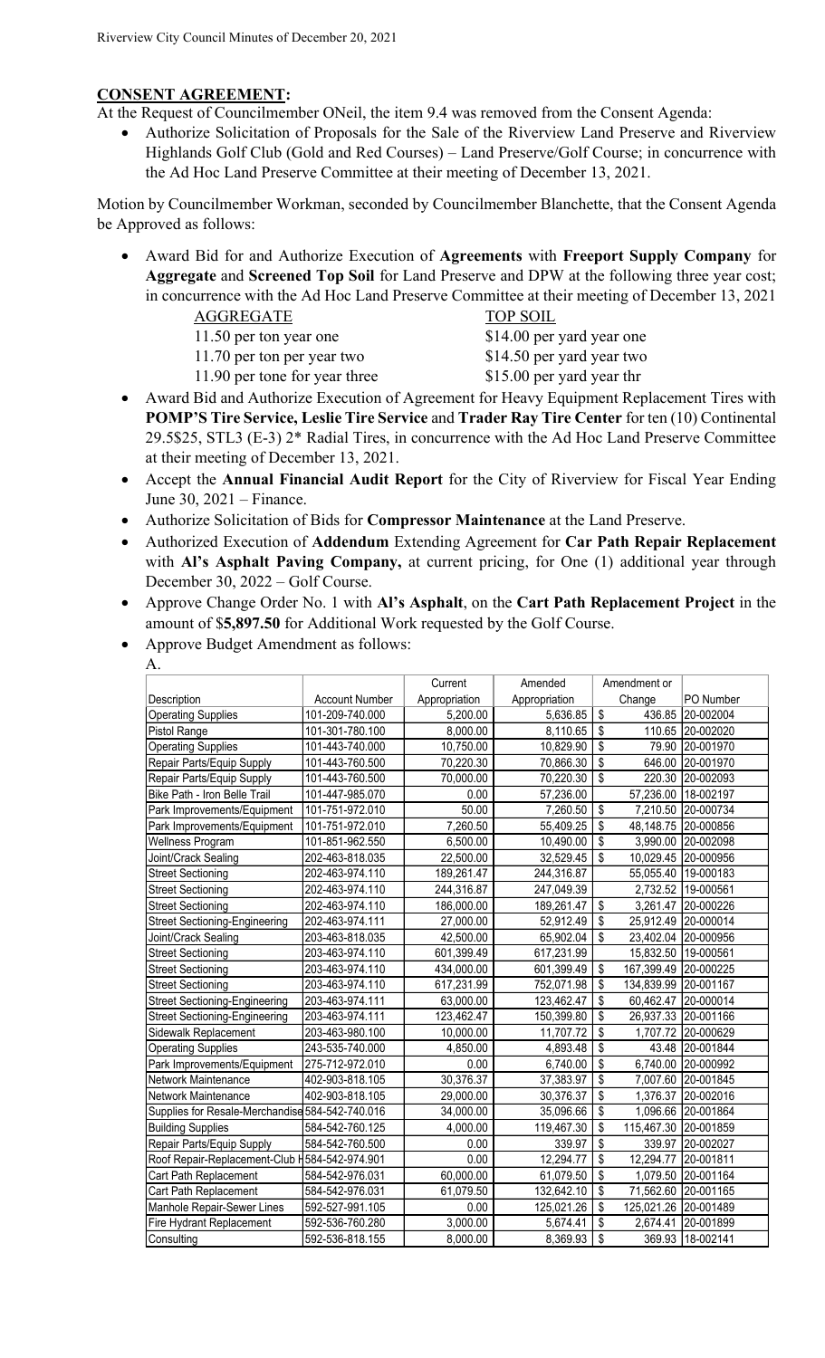## CONSENT AGREEMENT:

At the Request of Councilmember ONeil, the item 9.4 was removed from the Consent Agenda:

- Authorize Solicitation of Proposals for the Sale of the Riverview Land Preserve and Riverview Highlands Golf Club (Gold and Red Courses) – Land Preserve/Golf Course; in concurrence with the Ad Hoc Land Preserve Committee at their meeting of December 13, 2021.

Motion by Councilmember Workman, seconded by Councilmember Blanchette, that the Consent Agenda be Approved as follows:

- Award Bid for and Authorize Execution of **Agreements** with **Freeport Supply Company** for **Aggregate** and **Screened Top Soil** for Land Preserve and DPW at the following three year cost; in concurrence with the Ad Hoc Land Preserve Committee at their meeting of December 13, 2021

| AGGREGATE | TOP SOIL |
|---|---|
| 11.50 per ton year one | $14.00 per yard year one |
| 11.70 per ton per year two | $14.50 per yard year two |
| 11.90 per tone for year three | $15.00 per yard year thr |

- Award Bid and Authorize Execution of Agreement for Heavy Equipment Replacement Tires with **POMP'S Tire Service, Leslie Tire Service** and **Trader Ray Tire Center** for ten (10) Continental 29.5$25, STL3 (E-3) 2* Radial Tires, in concurrence with the Ad Hoc Land Preserve Committee at their meeting of December 13, 2021.
- Accept the **Annual Financial Audit Report** for the City of Riverview for Fiscal Year Ending June 30, 2021 – Finance.
- Authorize Solicitation of Bids for **Compressor Maintenance** at the Land Preserve.
- Authorized Execution of **Addendum** Extending Agreement for **Car Path Repair Replacement** with **Al's Asphalt Paving Company,** at current pricing, for One (1) additional year through December 30, 2022 – Golf Course.
- Approve Change Order No. 1 with **Al's Asphalt**, on the **Cart Path Replacement Project** in the amount of $**5,897.50** for Additional Work requested by the Golf Course.
- Approve Budget Amendment as follows:

A.

| Description | Account Number | Current Appropriation | Amended Appropriation | Amendment or Change | PO Number |
|---|---|---|---|---|---|
| Operating Supplies | 101-209-740.000 | 5,200.00 | 5,636.85 | $ 436.85 | 20-002004 |
| Pistol Range | 101-301-780.100 | 8,000.00 | 8,110.65 | $ 110.65 | 20-002020 |
| Operating Supplies | 101-443-740.000 | 10,750.00 | 10,829.90 | $ 79.90 | 20-001970 |
| Repair Parts/Equip Supply | 101-443-760.500 | 70,220.30 | 70,866.30 | $ 646.00 | 20-001970 |
| Repair Parts/Equip Supply | 101-443-760.500 | 70,000.00 | 70,220.30 | $ 220.30 | 20-002093 |
| Bike Path - Iron Belle Trail | 101-447-985.070 | 0.00 | 57,236.00 | 57,236.00 | 18-002197 |
| Park Improvements/Equipment | 101-751-972.010 | 50.00 | 7,260.50 | $ 7,210.50 | 20-000734 |
| Park Improvements/Equipment | 101-751-972.010 | 7,260.50 | 55,409.25 | $ 48,148.75 | 20-000856 |
| Wellness Program | 101-851-962.550 | 6,500.00 | 10,490.00 | $ 3,990.00 | 20-002098 |
| Joint/Crack Sealing | 202-463-818.035 | 22,500.00 | 32,529.45 | $ 10,029.45 | 20-000956 |
| Street Sectioning | 202-463-974.110 | 189,261.47 | 244,316.87 | 55,055.40 | 19-000183 |
| Street Sectioning | 202-463-974.110 | 244,316.87 | 247,049.39 | 2,732.52 | 19-000561 |
| Street Sectioning | 202-463-974.110 | 186,000.00 | 189,261.47 | $ 3,261.47 | 20-000226 |
| Street Sectioning-Engineering | 202-463-974.111 | 27,000.00 | 52,912.49 | $ 25,912.49 | 20-000014 |
| Joint/Crack Sealing | 203-463-818.035 | 42,500.00 | 65,902.04 | $ 23,402.04 | 20-000956 |
| Street Sectioning | 203-463-974.110 | 601,399.49 | 617,231.99 | 15,832.50 | 19-000561 |
| Street Sectioning | 203-463-974.110 | 434,000.00 | 601,399.49 | $ 167,399.49 | 20-000225 |
| Street Sectioning | 203-463-974.110 | 617,231.99 | 752,071.98 | $ 134,839.99 | 20-001167 |
| Street Sectioning-Engineering | 203-463-974.111 | 63,000.00 | 123,462.47 | $ 60,462.47 | 20-000014 |
| Street Sectioning-Engineering | 203-463-974.111 | 123,462.47 | 150,399.80 | $ 26,937.33 | 20-001166 |
| Sidewalk Replacement | 203-463-980.100 | 10,000.00 | 11,707.72 | $ 1,707.72 | 20-000629 |
| Operating Supplies | 243-535-740.000 | 4,850.00 | 4,893.48 | $ 43.48 | 20-001844 |
| Park Improvements/Equipment | 275-712-972.010 | 0.00 | 6,740.00 | $ 6,740.00 | 20-000992 |
| Network Maintenance | 402-903-818.105 | 30,376.37 | 37,383.97 | $ 7,007.60 | 20-001845 |
| Network Maintenance | 402-903-818.105 | 29,000.00 | 30,376.37 | $ 1,376.37 | 20-002016 |
| Supplies for Resale-Merchandise | 584-542-740.016 | 34,000.00 | 35,096.66 | $ 1,096.66 | 20-001864 |
| Building Supplies | 584-542-760.125 | 4,000.00 | 119,467.30 | $ 115,467.30 | 20-001859 |
| Repair Parts/Equip Supply | 584-542-760.500 | 0.00 | 339.97 | $ 339.97 | 20-002027 |
| Roof Repair-Replacement-Club H | 584-542-974.901 | 0.00 | 12,294.77 | $ 12,294.77 | 20-001811 |
| Cart Path Replacement | 584-542-976.031 | 60,000.00 | 61,079.50 | $ 1,079.50 | 20-001164 |
| Cart Path Replacement | 584-542-976.031 | 61,079.50 | 132,642.10 | $ 71,562.60 | 20-001165 |
| Manhole Repair-Sewer Lines | 592-527-991.105 | 0.00 | 125,021.26 | $ 125,021.26 | 20-001489 |
| Fire Hydrant Replacement | 592-536-760.280 | 3,000.00 | 5,674.41 | $ 2,674.41 | 20-001899 |
| Consulting | 592-536-818.155 | 8,000.00 | 8,369.93 | $ 369.93 | 18-002141 |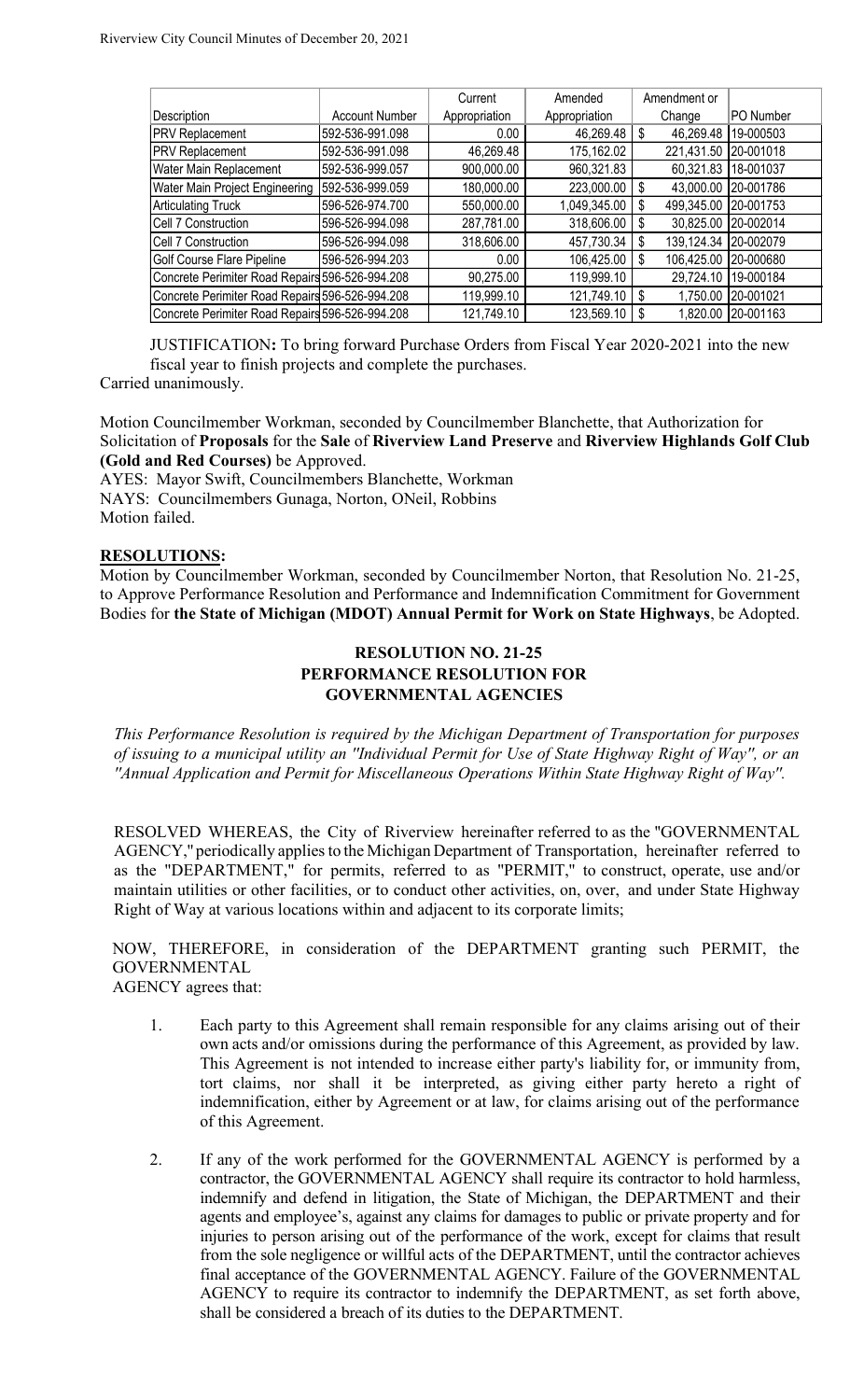| Description | Account Number | Current Appropriation | Amended Appropriation | Amendment or Change | PO Number |
|---|---|---|---|---|---|
| PRV Replacement | 592-536-991.098 | 0.00 | 46,269.48 | $ 46,269.48 | 19-000503 |
| PRV Replacement | 592-536-991.098 | 46,269.48 | 175,162.02 | 221,431.50 | 20-001018 |
| Water Main Replacement | 592-536-999.057 | 900,000.00 | 960,321.83 | 60,321.83 | 18-001037 |
| Water Main Project Engineering | 592-536-999.059 | 180,000.00 | 223,000.00 | $ 43,000.00 | 20-001786 |
| Articulating Truck | 596-526-974.700 | 550,000.00 | 1,049,345.00 | $ 499,345.00 | 20-001753 |
| Cell 7 Construction | 596-526-994.098 | 287,781.00 | 318,606.00 | $ 30,825.00 | 20-002014 |
| Cell 7 Construction | 596-526-994.098 | 318,606.00 | 457,730.34 | $ 139,124.34 | 20-002079 |
| Golf Course Flare Pipeline | 596-526-994.203 | 0.00 | 106,425.00 | $ 106,425.00 | 20-000680 |
| Concrete Perimiter Road Repairs | 596-526-994.208 | 90,275.00 | 119,999.10 | 29,724.10 | 19-000184 |
| Concrete Perimiter Road Repairs | 596-526-994.208 | 119,999.10 | 121,749.10 | $ 1,750.00 | 20-001021 |
| Concrete Perimiter Road Repairs | 596-526-994.208 | 121,749.10 | 123,569.10 | $ 1,820.00 | 20-001163 |

JUSTIFICATION**:** To bring forward Purchase Orders from Fiscal Year 2020-2021 into the new fiscal year to finish projects and complete the purchases.

Carried unanimously.

Motion Councilmember Workman, seconded by Councilmember Blanchette, that Authorization for Solicitation of **Proposals** for the **Sale** of **Riverview Land Preserve** and **Riverview Highlands Golf Club (Gold and Red Courses)** be Approved.
AYES: Mayor Swift, Councilmembers Blanchette, Workman
NAYS: Councilmembers Gunaga, Norton, ONeil, Robbins
Motion failed.

**RESOLUTIONS:**

Motion by Councilmember Workman, seconded by Councilmember Norton, that Resolution No. 21-25, to Approve Performance Resolution and Performance and Indemnification Commitment for Government Bodies for **the State of Michigan (MDOT) Annual Permit for Work on State Highways**, be Adopted.

**RESOLUTION NO. 21-25**
**PERFORMANCE RESOLUTION FOR**
**GOVERNMENTAL AGENCIES**

*This Performance Resolution is required by the Michigan Department of Transportation for purposes of issuing to a municipal utility an "Individual Permit for Use of State Highway Right of Way", or an "Annual Application and Permit for Miscellaneous Operations Within State Highway Right of Way".*

RESOLVED WHEREAS, the City of Riverview hereinafter referred to as the "GOVERNMENTAL AGENCY," periodically applies to the Michigan Department of Transportation, hereinafter referred to as the "DEPARTMENT," for permits, referred to as "PERMIT," to construct, operate, use and/or maintain utilities or other facilities, or to conduct other activities, on, over, and under State Highway Right of Way at various locations within and adjacent to its corporate limits;

NOW, THEREFORE, in consideration of the DEPARTMENT granting such PERMIT, the GOVERNMENTAL AGENCY agrees that:

1. Each party to this Agreement shall remain responsible for any claims arising out of their own acts and/or omissions during the performance of this Agreement, as provided by law. This Agreement is not intended to increase either party's liability for, or immunity from, tort claims, nor shall it be interpreted, as giving either party hereto a right of indemnification, either by Agreement or at law, for claims arising out of the performance of this Agreement.

2. If any of the work performed for the GOVERNMENTAL AGENCY is performed by a contractor, the GOVERNMENTAL AGENCY shall require its contractor to hold harmless, indemnify and defend in litigation, the State of Michigan, the DEPARTMENT and their agents and employee's, against any claims for damages to public or private property and for injuries to person arising out of the performance of the work, except for claims that result from the sole negligence or willful acts of the DEPARTMENT, until the contractor achieves final acceptance of the GOVERNMENTAL AGENCY. Failure of the GOVERNMENTAL AGENCY to require its contractor to indemnify the DEPARTMENT, as set forth above, shall be considered a breach of its duties to the DEPARTMENT.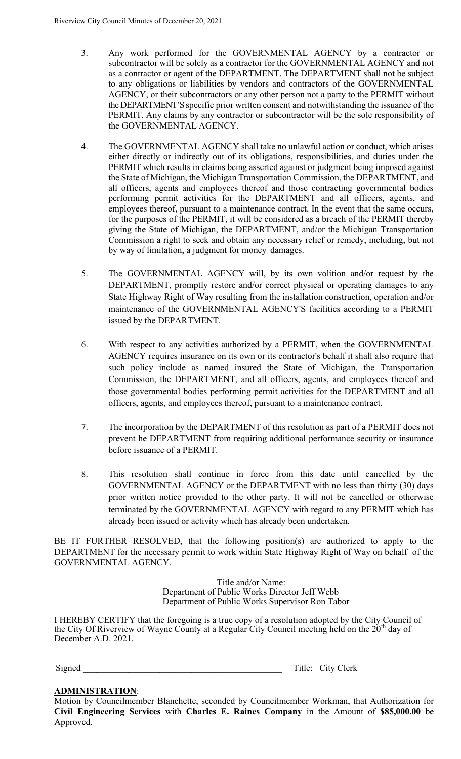3. Any work performed for the GOVERNMENTAL AGENCY by a contractor or subcontractor will be solely as a contractor for the GOVERNMENTAL AGENCY and not as a contractor or agent of the DEPARTMENT. The DEPARTMENT shall not be subject to any obligations or liabilities by vendors and contractors of the GOVERNMENTAL AGENCY, or their subcontractors or any other person not a party to the PERMIT without the DEPARTMENT'S specific prior written consent and notwithstanding the issuance of the PERMIT. Any claims by any contractor or subcontractor will be the sole responsibility of the GOVERNMENTAL AGENCY.

4. The GOVERNMENTAL AGENCY shall take no unlawful action or conduct, which arises either directly or indirectly out of its obligations, responsibilities, and duties under the PERMIT which results in claims being asserted against or judgment being imposed against the State of Michigan, the Michigan Transportation Commission, the DEPARTMENT, and all officers, agents and employees thereof and those contracting governmental bodies performing permit activities for the DEPARTMENT and all officers, agents, and employees thereof, pursuant to a maintenance contract. In the event that the same occurs, for the purposes of the PERMIT, it will be considered as a breach of the PERMIT thereby giving the State of Michigan, the DEPARTMENT, and/or the Michigan Transportation Commission a right to seek and obtain any necessary relief or remedy, including, but not by way of limitation, a judgment for money damages.

5. The GOVERNMENTAL AGENCY will, by its own volition and/or request by the DEPARTMENT, promptly restore and/or correct physical or operating damages to any State Highway Right of Way resulting from the installation construction, operation and/or maintenance of the GOVERNMENTAL AGENCY'S facilities according to a PERMIT issued by the DEPARTMENT.

6. With respect to any activities authorized by a PERMIT, when the GOVERNMENTAL AGENCY requires insurance on its own or its contractor's behalf it shall also require that such policy include as named insured the State of Michigan, the Transportation Commission, the DEPARTMENT, and all officers, agents, and employees thereof and those governmental bodies performing permit activities for the DEPARTMENT and all officers, agents, and employees thereof, pursuant to a maintenance contract.

7. The incorporation by the DEPARTMENT of this resolution as part of a PERMIT does not prevent he DEPARTMENT from requiring additional performance security or insurance before issuance of a PERMIT.

8. This resolution shall continue in force from this date until cancelled by the GOVERNMENTAL AGENCY or the DEPARTMENT with no less than thirty (30) days prior written notice provided to the other party. It will not be cancelled or otherwise terminated by the GOVERNMENTAL AGENCY with regard to any PERMIT which has already been issued or activity which has already been undertaken.

BE IT FURTHER RESOLVED, that the following position(s) are authorized to apply to the DEPARTMENT for the necessary permit to work within State Highway Right of Way on behalf of the GOVERNMENTAL AGENCY.

Title and/or Name:
Department of Public Works Director Jeff Webb
Department of Public Works Supervisor Ron Tabor

I HEREBY CERTIFY that the foregoing is a true copy of a resolution adopted by the City Council of the City Of Riverview of Wayne County at a Regular City Council meeting held on the 20th day of December A.D. 2021.

Signed ____________________________________________ Title: City Clerk

**ADMINISTRATION**:

Motion by Councilmember Blanchette, seconded by Councilmember Workman, that Authorization for **Civil Engineering Services** with **Charles E. Raines Company** in the Amount of **$85,000.00** be Approved.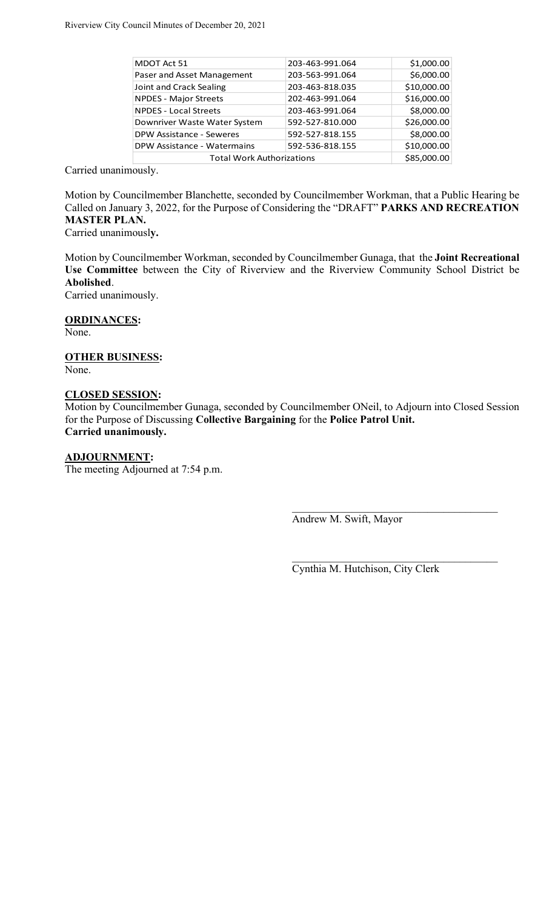| | | |
|---|---|---|
| MDOT Act 51 | 203-463-991.064 | $1,000.00 |
| Paser and Asset Management | 203-563-991.064 | $6,000.00 |
| Joint and Crack Sealing | 203-463-818.035 | $10,000.00 |
| NPDES - Major Streets | 202-463-991.064 | $16,000.00 |
| NPDES - Local Streets | 203-463-991.064 | $8,000.00 |
| Downriver Waste Water System | 592-527-810.000 | $26,000.00 |
| DPW Assistance - Seweres | 592-527-818.155 | $8,000.00 |
| DPW Assistance - Watermains | 592-536-818.155 | $10,000.00 |
| Total Work Authorizations | | $85,000.00 |

Carried unanimously.

Motion by Councilmember Blanchette, seconded by Councilmember Workman, that a Public Hearing be Called on January 3, 2022, for the Purpose of Considering the "DRAFT" **PARKS AND RECREATION MASTER PLAN.**
Carried unanimousl**y.**

Motion by Councilmember Workman, seconded by Councilmember Gunaga, that the **Joint Recreational Use Committee** between the City of Riverview and the Riverview Community School District be **Abolished**.
Carried unanimously.

**ORDINANCES:**
None.

**OTHER BUSINESS:**
None.

**CLOSED SESSION:**
Motion by Councilmember Gunaga, seconded by Councilmember ONeil, to Adjourn into Closed Session for the Purpose of Discussing **Collective Bargaining** for the **Police Patrol Unit.**
**Carried unanimously.**

**ADJOURNMENT:**
The meeting Adjourned at 7:54 p.m.

\_\_\_\_\_\_\_\_\_\_\_\_\_\_\_\_\_\_\_\_\_\_\_\_\_\_\_\_\_\_\_\_\_\_\_\_\_\_
Andrew M. Swift, Mayor

\_\_\_\_\_\_\_\_\_\_\_\_\_\_\_\_\_\_\_\_\_\_\_\_\_\_\_\_\_\_\_\_\_\_\_\_\_\_
Cynthia M. Hutchison, City Clerk